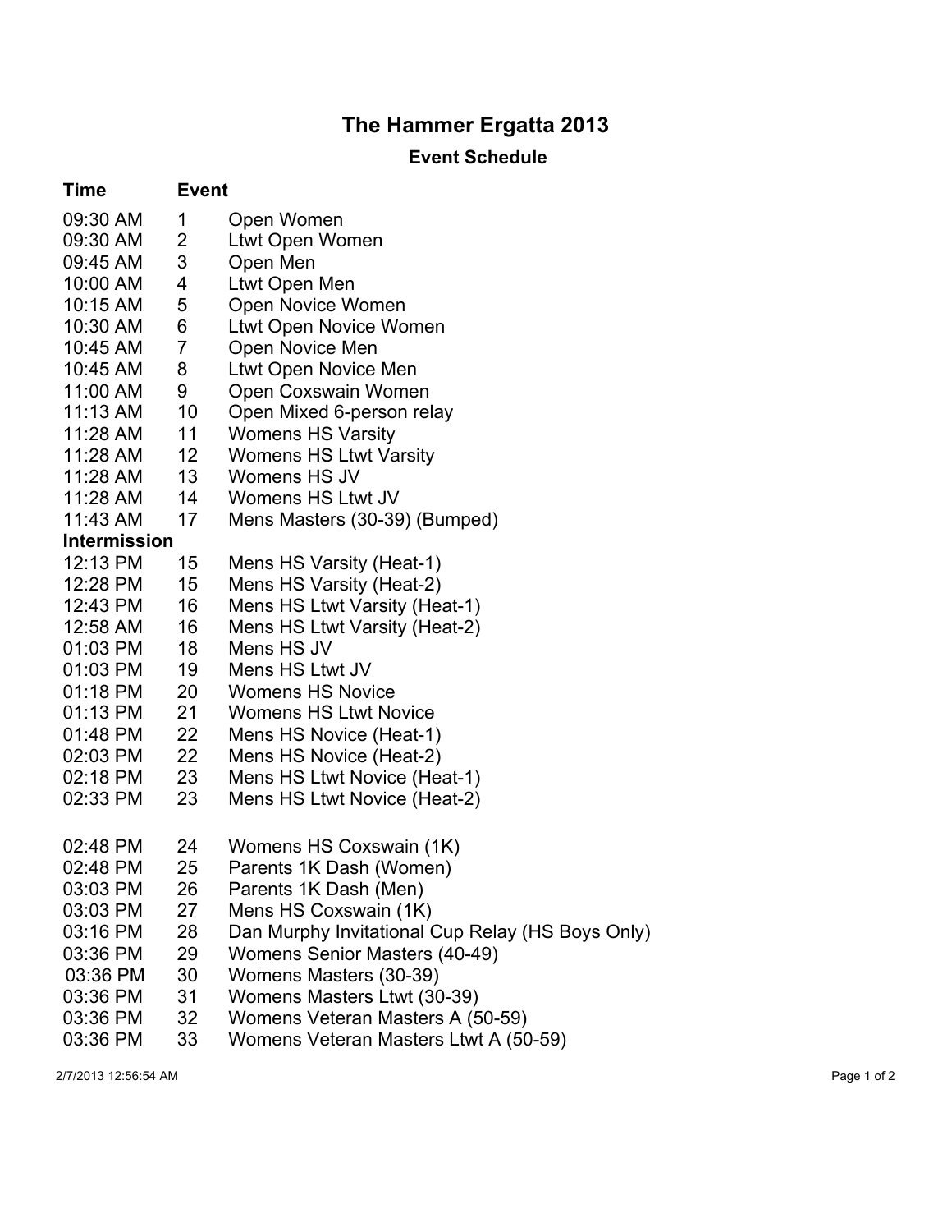# The Hammer Ergatta 2013

## Event Schedule

| Time | Event | |
|---|---|---|
| 09:30 AM | 1 | Open Women |
| 09:30 AM | 2 | Ltwt Open Women |
| 09:45 AM | 3 | Open Men |
| 10:00 AM | 4 | Ltwt Open Men |
| 10:15 AM | 5 | Open Novice Women |
| 10:30 AM | 6 | Ltwt Open Novice Women |
| 10:45 AM | 7 | Open Novice Men |
| 10:45 AM | 8 | Ltwt Open Novice Men |
| 11:00 AM | 9 | Open Coxswain Women |
| 11:13 AM | 10 | Open Mixed 6-person relay |
| 11:28 AM | 11 | Womens HS Varsity |
| 11:28 AM | 12 | Womens HS Ltwt Varsity |
| 11:28 AM | 13 | Womens HS JV |
| 11:28 AM | 14 | Womens HS Ltwt JV |
| 11:43 AM | 17 | Mens Masters (30-39) (Bumped) |
| **Intermission** | | |
| 12:13 PM | 15 | Mens HS Varsity (Heat-1) |
| 12:28 PM | 15 | Mens HS Varsity (Heat-2) |
| 12:43 PM | 16 | Mens HS Ltwt Varsity (Heat-1) |
| 12:58 AM | 16 | Mens HS Ltwt Varsity (Heat-2) |
| 01:03 PM | 18 | Mens HS JV |
| 01:03 PM | 19 | Mens HS Ltwt JV |
| 01:18 PM | 20 | Womens HS Novice |
| 01:13 PM | 21 | Womens HS Ltwt Novice |
| 01:48 PM | 22 | Mens HS Novice (Heat-1) |
| 02:03 PM | 22 | Mens HS Novice (Heat-2) |
| 02:18 PM | 23 | Mens HS Ltwt Novice (Heat-1) |
| 02:33 PM | 23 | Mens HS Ltwt Novice (Heat-2) |
| 02:48 PM | 24 | Womens HS Coxswain (1K) |
| 02:48 PM | 25 | Parents 1K Dash (Women) |
| 03:03 PM | 26 | Parents 1K Dash (Men) |
| 03:03 PM | 27 | Mens HS Coxswain (1K) |
| 03:16 PM | 28 | Dan Murphy Invitational Cup Relay (HS Boys Only) |
| 03:36 PM | 29 | Womens Senior Masters (40-49) |
| 03:36 PM | 30 | Womens Masters (30-39) |
| 03:36 PM | 31 | Womens Masters Ltwt (30-39) |
| 03:36 PM | 32 | Womens Veteran Masters A (50-59) |
| 03:36 PM | 33 | Womens Veteran Masters Ltwt A (50-59) |

2/7/2013 12:56:54 AM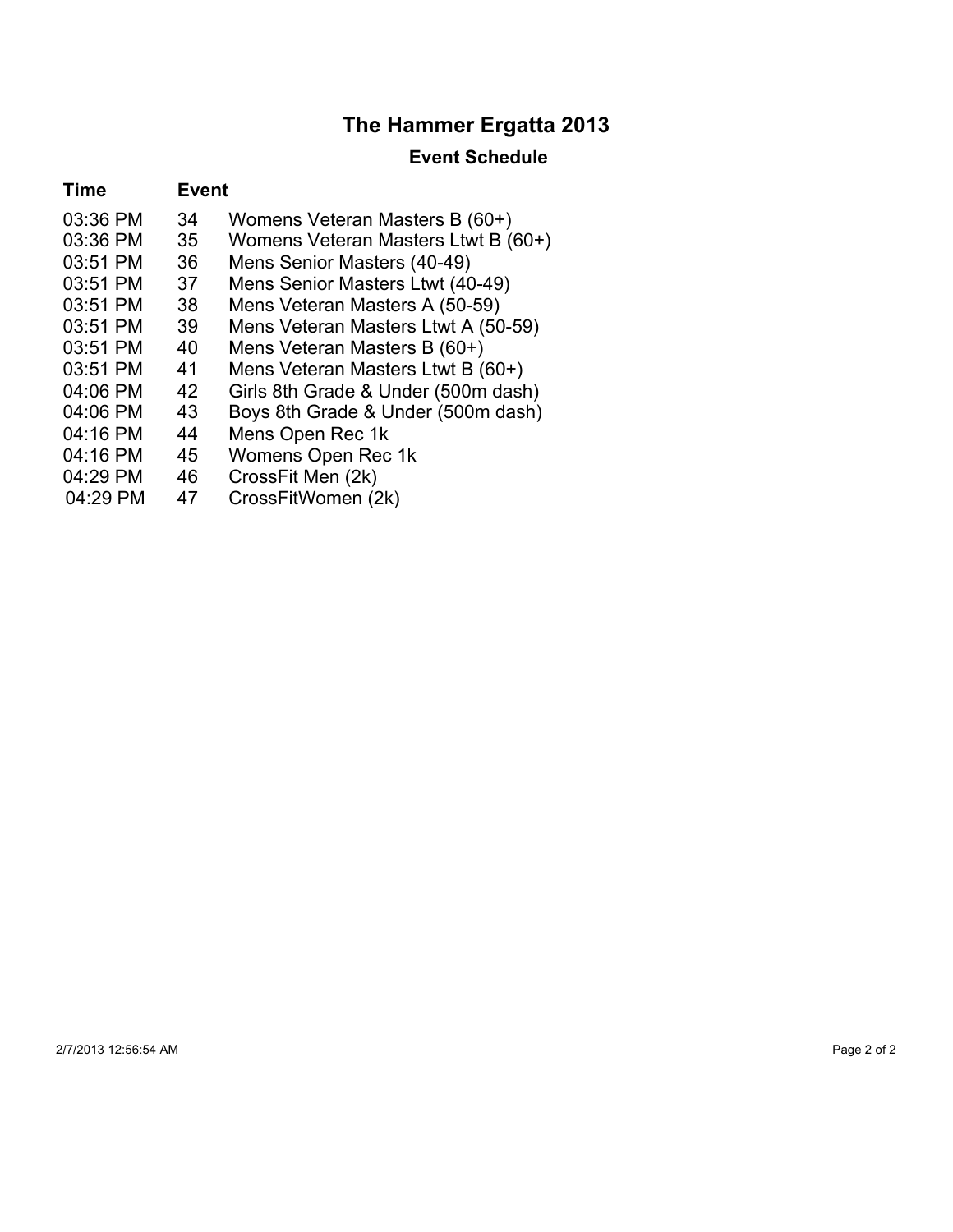# The Hammer Ergatta 2013

## Event Schedule

| Time | Event | |
|---|---|---|
| 03:36 PM | 34 | Womens Veteran Masters B (60+) |
| 03:36 PM | 35 | Womens Veteran Masters Ltwt B (60+) |
| 03:51 PM | 36 | Mens Senior Masters (40-49) |
| 03:51 PM | 37 | Mens Senior Masters Ltwt (40-49) |
| 03:51 PM | 38 | Mens Veteran Masters A (50-59) |
| 03:51 PM | 39 | Mens Veteran Masters Ltwt A (50-59) |
| 03:51 PM | 40 | Mens Veteran Masters B (60+) |
| 03:51 PM | 41 | Mens Veteran Masters Ltwt B (60+) |
| 04:06 PM | 42 | Girls 8th Grade & Under (500m dash) |
| 04:06 PM | 43 | Boys 8th Grade & Under (500m dash) |
| 04:16 PM | 44 | Mens Open Rec 1k |
| 04:16 PM | 45 | Womens Open Rec 1k |
| 04:29 PM | 46 | CrossFit Men (2k) |
| 04:29 PM | 47 | CrossFitWomen (2k) |

2/7/2013 12:56:54 AM